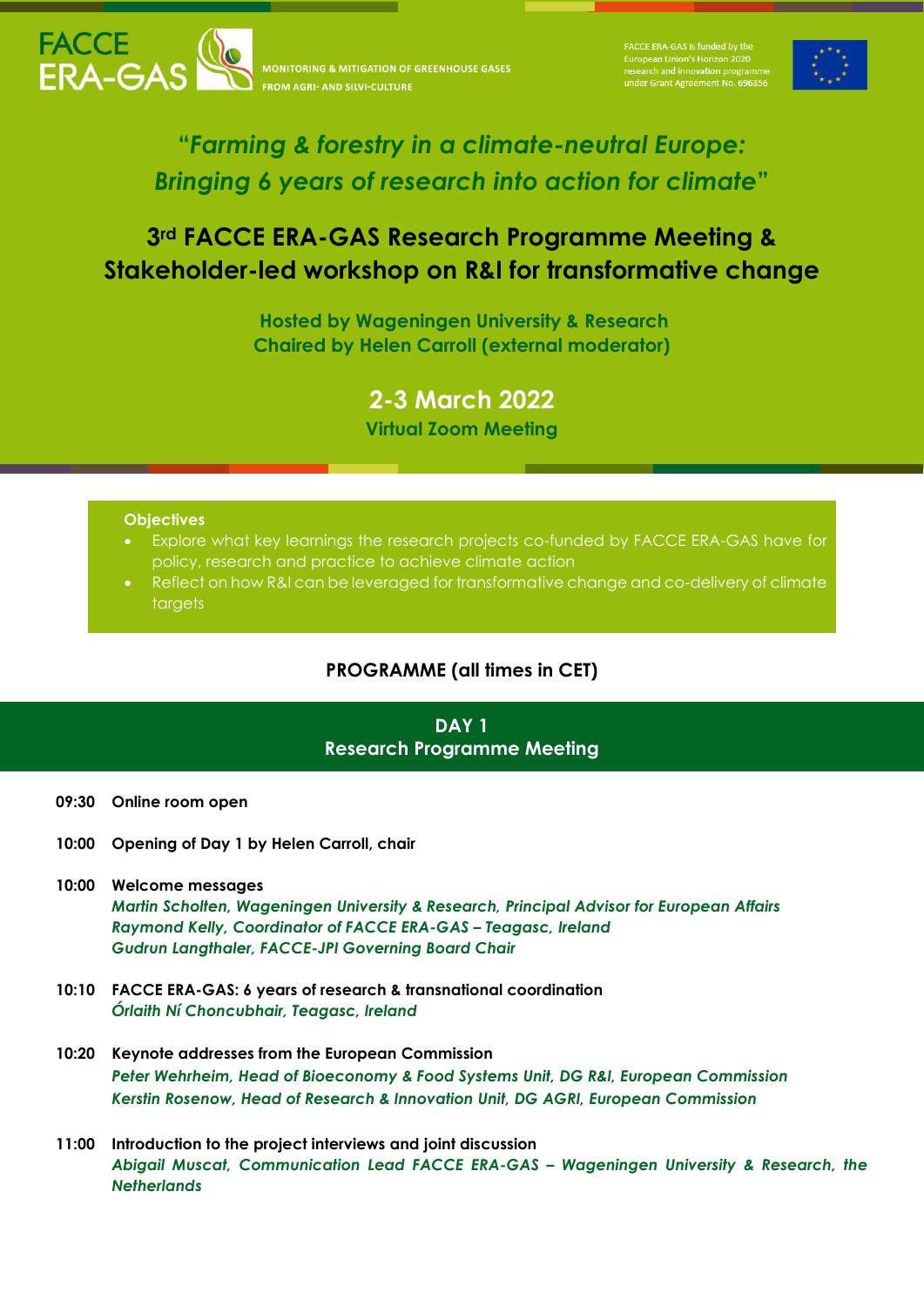FACCE ERA-GAS

MONITORING & MITIGATION OF GREENHOUSE GASES FROM AGRI- AND SILVI-CULTURE

FACCE ERA-GAS is funded by the European Union's Horizon 2020 research and innovation programme under Grant Agreement No. 696356

## *"Farming & forestry in a climate-neutral Europe: Bringing 6 years of research into action for climate"*

# 3rd FACCE ERA-GAS Research Programme Meeting & Stakeholder-led workshop on R&I for transformative change

**Hosted by Wageningen University & Research**
**Chaired by Helen Carroll (external moderator)**

## 2-3 March 2022

**Virtual Zoom Meeting**

**Objectives**

- Explore what key learnings the research projects co-funded by FACCE ERA-GAS have for policy, research and practice to achieve climate action
- Reflect on how R&I can be leveraged for transformative change and co-delivery of climate targets

### PROGRAMME (all times in CET)

## DAY 1
## Research Programme Meeting

**09:30** **Online room open**

**10:00** **Opening of Day 1 by Helen Carroll, chair**

**10:00** **Welcome messages**
*Martin Scholten, Wageningen University & Research, Principal Advisor for European Affairs*
*Raymond Kelly, Coordinator of FACCE ERA-GAS – Teagasc, Ireland*
*Gudrun Langthaler, FACCE-JPI Governing Board Chair*

**10:10** **FACCE ERA-GAS: 6 years of research & transnational coordination**
*Órlaith Ní Choncubhair, Teagasc, Ireland*

**10:20** **Keynote addresses from the European Commission**
*Peter Wehrheim, Head of Bioeconomy & Food Systems Unit, DG R&I, European Commission*
*Kerstin Rosenow, Head of Research & Innovation Unit, DG AGRI, European Commission*

**11:00** **Introduction to the project interviews and joint discussion**
*Abigail Muscat, Communication Lead FACCE ERA-GAS – Wageningen University & Research, the Netherlands*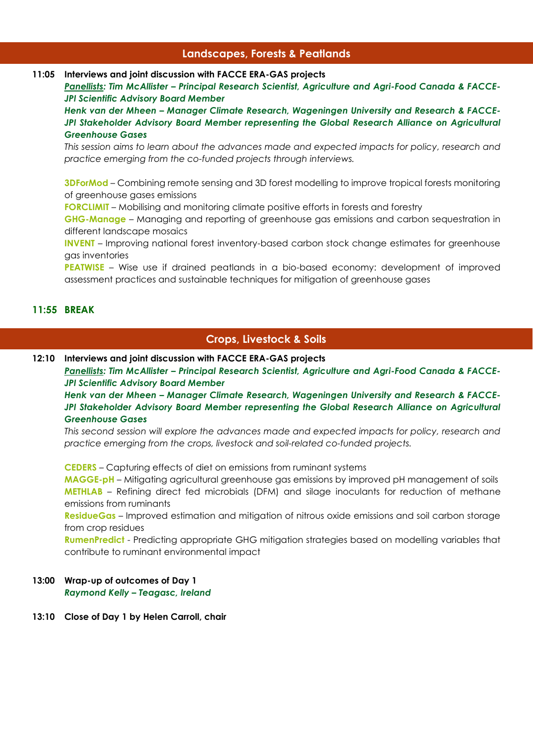## Landscapes, Forests & Peatlands

**11:05 Interviews and joint discussion with FACCE ERA-GAS projects**

***Panellists:* *Tim McAllister – Principal Research Scientist, Agriculture and Agri-Food Canada & FACCE-JPI Scientific Advisory Board Member***

***Henk van der Mheen – Manager Climate Research, Wageningen University and Research & FACCE-JPI Stakeholder Advisory Board Member representing the Global Research Alliance on Agricultural Greenhouse Gases***

*This session aims to learn about the advances made and expected impacts for policy, research and practice emerging from the co-funded projects through interviews.*

**3DForMod** – Combining remote sensing and 3D forest modelling to improve tropical forests monitoring of greenhouse gases emissions

**FORCLIMIT** – Mobilising and monitoring climate positive efforts in forests and forestry

**GHG-Manage** – Managing and reporting of greenhouse gas emissions and carbon sequestration in different landscape mosaics

**INVENT** – Improving national forest inventory-based carbon stock change estimates for greenhouse gas inventories

**PEATWISE** – Wise use if drained peatlands in a bio-based economy: development of improved assessment practices and sustainable techniques for mitigation of greenhouse gases

**11:55 BREAK**

## Crops, Livestock & Soils

**12:10 Interviews and joint discussion with FACCE ERA-GAS projects**

***Panellists:* *Tim McAllister – Principal Research Scientist, Agriculture and Agri-Food Canada & FACCE-JPI Scientific Advisory Board Member***

***Henk van der Mheen – Manager Climate Research, Wageningen University and Research & FACCE-JPI Stakeholder Advisory Board Member representing the Global Research Alliance on Agricultural Greenhouse Gases***

*This second session will explore the advances made and expected impacts for policy, research and practice emerging from the crops, livestock and soil-related co-funded projects.*

**CEDERS** – Capturing effects of diet on emissions from ruminant systems

**MAGGE-pH** – Mitigating agricultural greenhouse gas emissions by improved pH management of soils

**METHLAB** – Refining direct fed microbials (DFM) and silage inoculants for reduction of methane emissions from ruminants

**ResidueGas** – Improved estimation and mitigation of nitrous oxide emissions and soil carbon storage from crop residues

**RumenPredict** - Predicting appropriate GHG mitigation strategies based on modelling variables that contribute to ruminant environmental impact

**13:00 Wrap-up of outcomes of Day 1**

***Raymond Kelly – Teagasc, Ireland***

**13:10 Close of Day 1 by Helen Carroll, chair**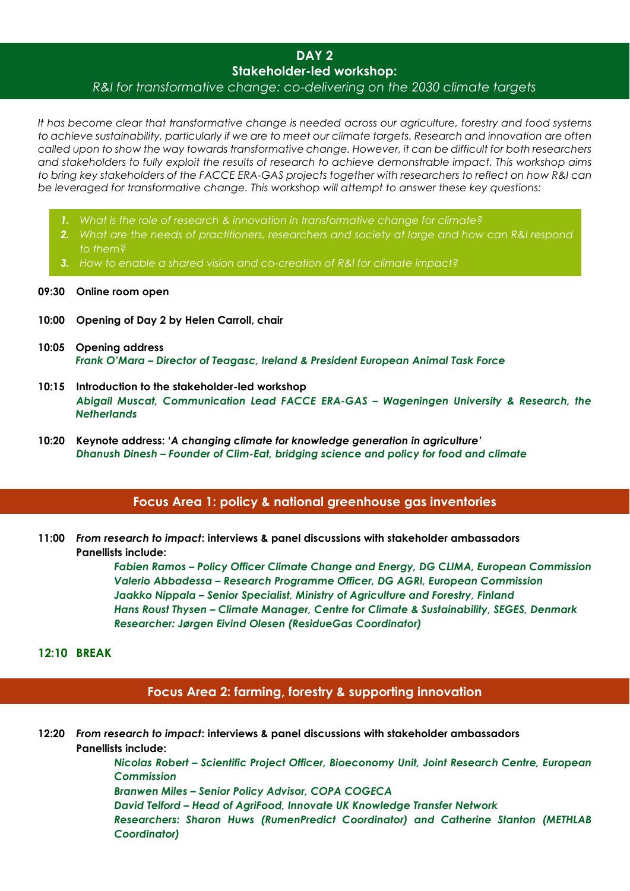# DAY 2

## Stakeholder-led workshop:

*R&I for transformative change: co-delivering on the 2030 climate targets*

*It has become clear that transformative change is needed across our agriculture, forestry and food systems to achieve sustainability, particularly if we are to meet our climate targets. Research and innovation are often called upon to show the way towards transformative change. However, it can be difficult for both researchers and stakeholders to fully exploit the results of research to achieve demonstrable impact. This workshop aims to bring key stakeholders of the FACCE ERA-GAS projects together with researchers to reflect on how R&I can be leveraged for transformative change. This workshop will attempt to answer these key questions:*

1. *What is the role of research & innovation in transformative change for climate?*
2. *What are the needs of practitioners, researchers and society at large and how can R&I respond to them?*
3. *How to enable a shared vision and co-creation of R&I for climate impact?*

**09:30 Online room open**

**10:00 Opening of Day 2 by Helen Carroll, chair**

**10:05 Opening address**
***Frank O'Mara – Director of Teagasc, Ireland & President European Animal Task Force***

**10:15 Introduction to the stakeholder-led workshop**
***Abigail Muscat, Communication Lead FACCE ERA-GAS – Wageningen University & Research, the Netherlands***

**10:20 Keynote address: '*A changing climate for knowledge generation in agriculture*'**
***Dhanush Dinesh – Founder of Clim-Eat, bridging science and policy for food and climate***

## Focus Area 1: policy & national greenhouse gas inventories

**11:00 *From research to impact*: interviews & panel discussions with stakeholder ambassadors**
**Panellists include:**

***Fabien Ramos – Policy Officer Climate Change and Energy, DG CLIMA, European Commission***
***Valerio Abbadessa – Research Programme Officer, DG AGRI, European Commission***
***Jaakko Nippala – Senior Specialist, Ministry of Agriculture and Forestry, Finland***
***Hans Roust Thysen – Climate Manager, Centre for Climate & Sustainability, SEGES, Denmark***
***Researcher: Jørgen Eivind Olesen (ResidueGas Coordinator)***

**12:10 BREAK**

## Focus Area 2: farming, forestry & supporting innovation

**12:20 *From research to impact*: interviews & panel discussions with stakeholder ambassadors**
**Panellists include:**

***Nicolas Robert – Scientific Project Officer, Bioeconomy Unit, Joint Research Centre, European Commission***
***Branwen Miles – Senior Policy Advisor, COPA COGECA***
***David Telford – Head of AgriFood, Innovate UK Knowledge Transfer Network***
***Researchers: Sharon Huws (RumenPredict Coordinator) and Catherine Stanton (METHLAB Coordinator)***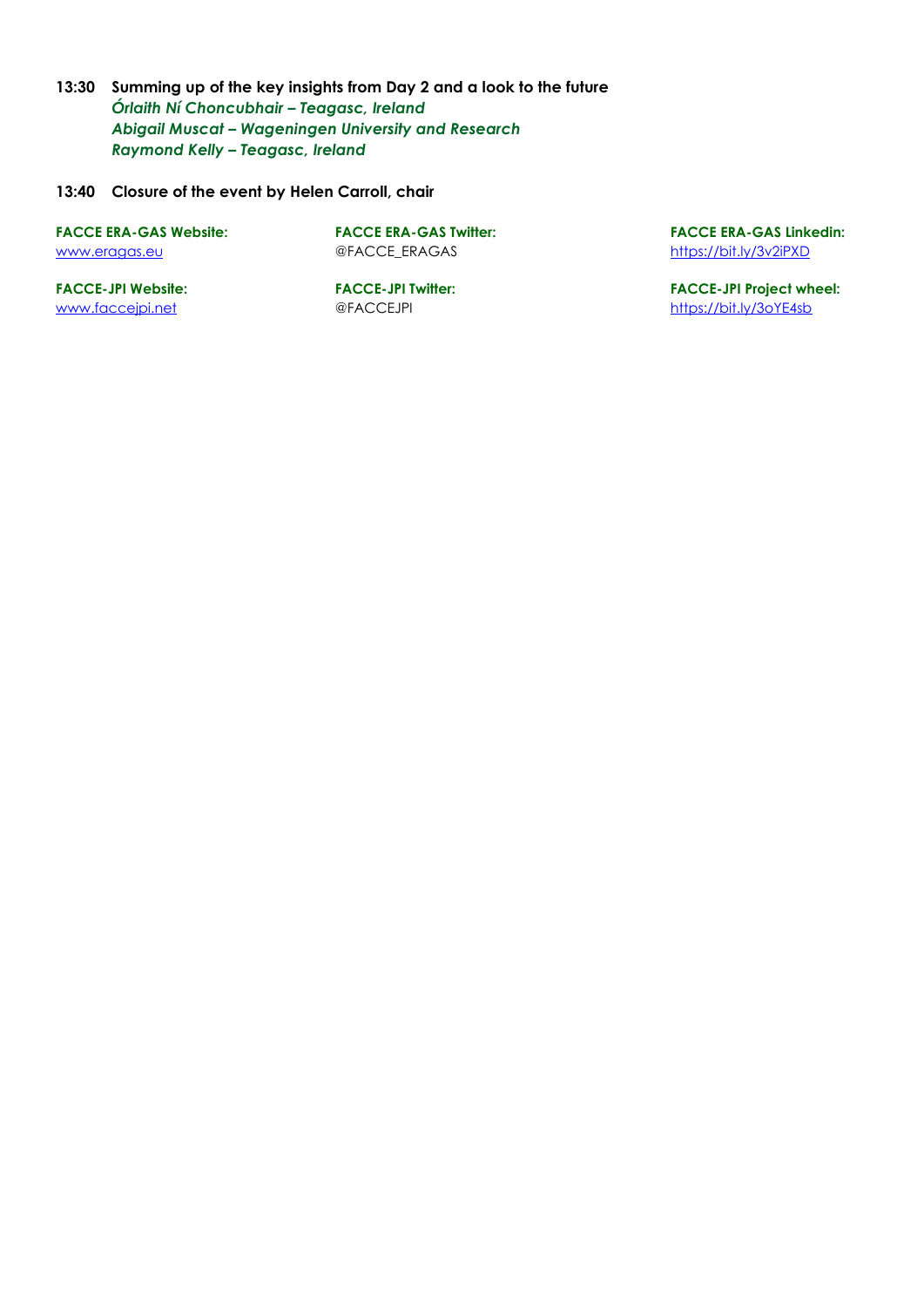**13:30 Summing up of the key insights from Day 2 and a look to the future**
***Órlaith Ní Choncubhair – Teagasc, Ireland***
***Abigail Muscat – Wageningen University and Research***
***Raymond Kelly – Teagasc, Ireland***

**13:40 Closure of the event by Helen Carroll, chair**

**FACCE ERA-GAS Website:**
www.eragas.eu

**FACCE ERA-GAS Twitter:**
@FACCE_ERAGAS

**FACCE ERA-GAS Linkedin:**
https://bit.ly/3v2iPXD

**FACCE-JPI Website:**
www.faccejpi.net

**FACCE-JPI Twitter:**
@FACCEJPI

**FACCE-JPI Project wheel:**
https://bit.ly/3oYE4sb